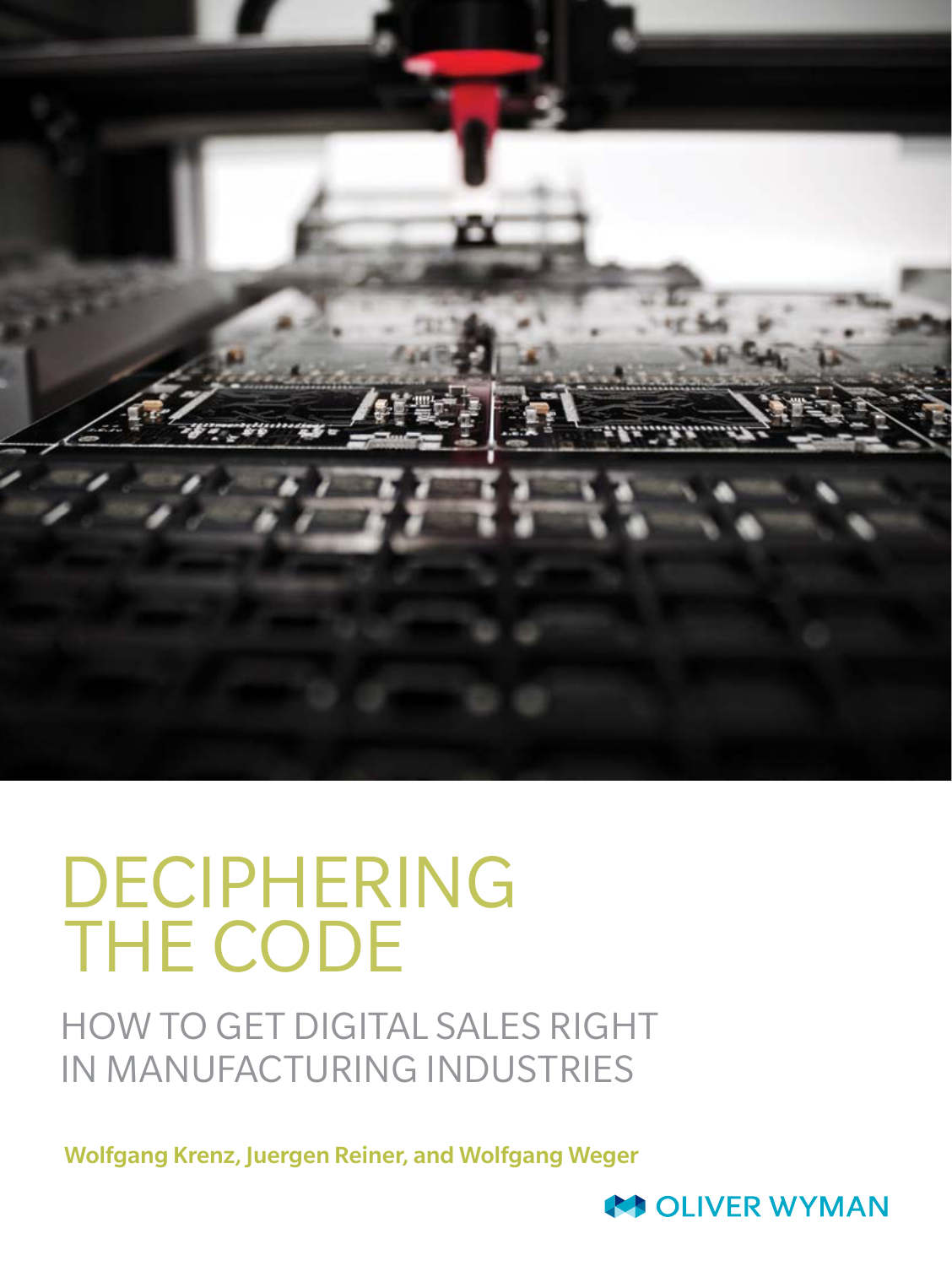# DECIPHERING THE CODE

## HOW TO GET DIGITAL SALES RIGHT IN MANUFACTURING INDUSTRIES

**Wolfgang Krenz, Juergen Reiner, and Wolfgang Weger**

OLIVER WYMAN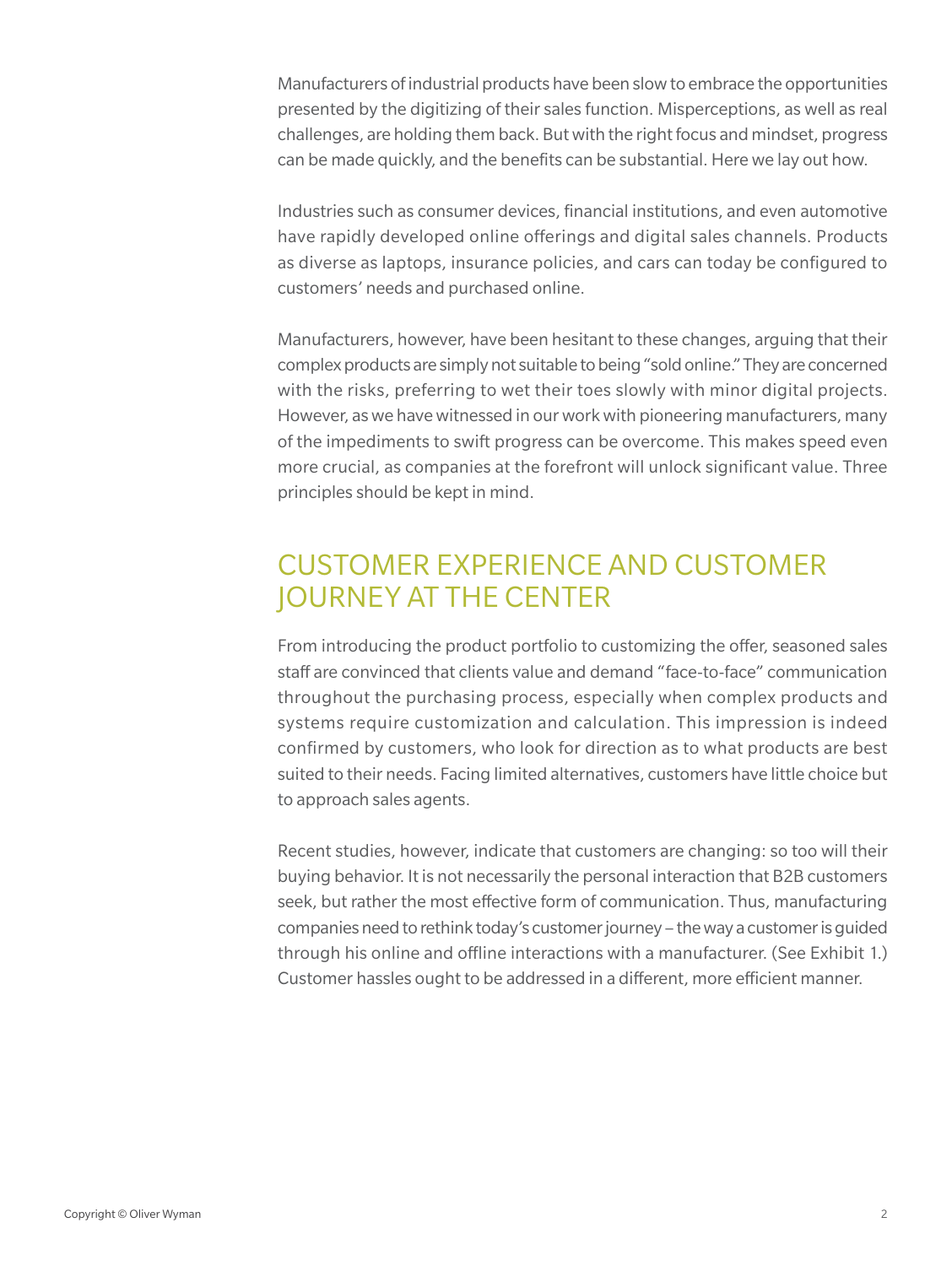Manufacturers of industrial products have been slow to embrace the opportunities presented by the digitizing of their sales function. Misperceptions, as well as real challenges, are holding them back. But with the right focus and mindset, progress can be made quickly, and the benefits can be substantial. Here we lay out how.

Industries such as consumer devices, financial institutions, and even automotive have rapidly developed online offerings and digital sales channels. Products as diverse as laptops, insurance policies, and cars can today be configured to customers' needs and purchased online.

Manufacturers, however, have been hesitant to these changes, arguing that their complex products are simply not suitable to being "sold online." They are concerned with the risks, preferring to wet their toes slowly with minor digital projects. However, as we have witnessed in our work with pioneering manufacturers, many of the impediments to swift progress can be overcome. This makes speed even more crucial, as companies at the forefront will unlock significant value. Three principles should be kept in mind.

## CUSTOMER EXPERIENCE AND CUSTOMER JOURNEY AT THE CENTER

From introducing the product portfolio to customizing the offer, seasoned sales staff are convinced that clients value and demand "face-to-face" communication throughout the purchasing process, especially when complex products and systems require customization and calculation. This impression is indeed confirmed by customers, who look for direction as to what products are best suited to their needs. Facing limited alternatives, customers have little choice but to approach sales agents.

Recent studies, however, indicate that customers are changing: so too will their buying behavior. It is not necessarily the personal interaction that B2B customers seek, but rather the most effective form of communication. Thus, manufacturing companies need to rethink today's customer journey – the way a customer is guided through his online and offline interactions with a manufacturer. (See Exhibit 1.) Customer hassles ought to be addressed in a different, more efficient manner.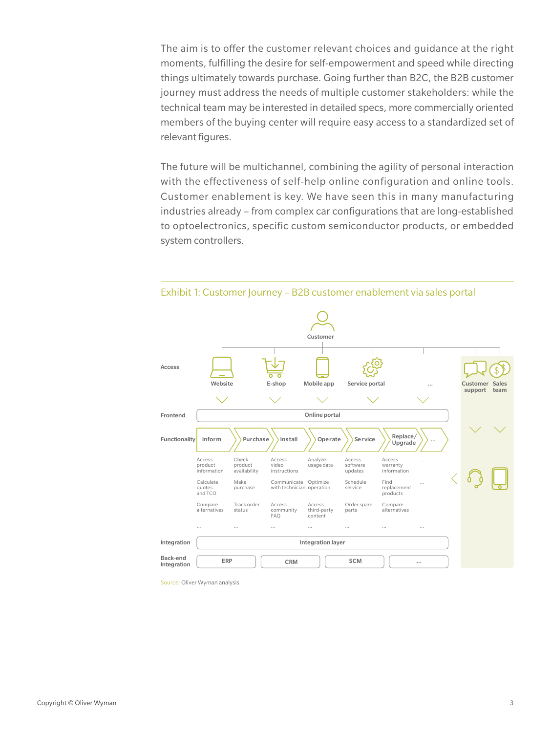The aim is to offer the customer relevant choices and guidance at the right moments, fulfilling the desire for self-empowerment and speed while directing things ultimately towards purchase. Going further than B2C, the B2B customer journey must address the needs of multiple customer stakeholders: while the technical team may be interested in detailed specs, more commercially oriented members of the buying center will require easy access to a standardized set of relevant figures.

The future will be multichannel, combining the agility of personal interaction with the effectiveness of self-help online configuration and online tools. Customer enablement is key. We have seen this in many manufacturing industries already – from complex car configurations that are long-established to optoelectronics, specific custom semiconductor products, or embedded system controllers.

## Exhibit 1: Customer Journey – B2B customer enablement via sales portal

Customer

**Access:** Website | E-shop | Mobile app | Service portal | ... | Customer support | Sales team

**Frontend:** Online portal

**Functionality:**

| Inform | Purchase | Install | Operate | Service | Replace/ Upgrade | ... |
|---|---|---|---|---|---|---|
| Access product information | Check product availability | Access video instructions | Analyze usage data | Access software updates | Access warranty information | ... |
| Calculate quotes and TCO | Make purchase | Communicate with technician | Optimize operation | Schedule service | Find replacement products | ... |
| Compare alternatives | Track order status | Access community FAQ | Access third-party content | Order spare parts | Compare alternatives | ... |
| ... | ... | ... | ... | ... | ... | ... |

**Integration:** Integration layer

**Back-end Integration:** ERP | CRM | SCM | ...

Source: Oliver Wyman analysis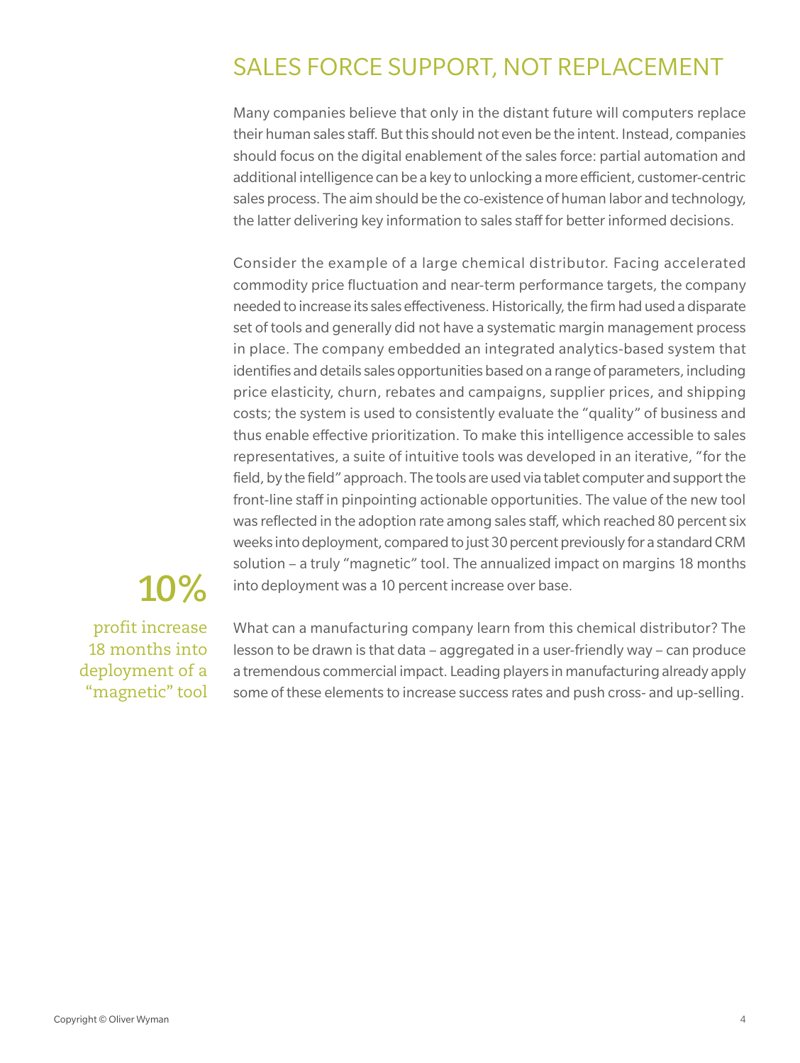## SALES FORCE SUPPORT, NOT REPLACEMENT

Many companies believe that only in the distant future will computers replace their human sales staff. But this should not even be the intent. Instead, companies should focus on the digital enablement of the sales force: partial automation and additional intelligence can be a key to unlocking a more efficient, customer-centric sales process. The aim should be the co-existence of human labor and technology, the latter delivering key information to sales staff for better informed decisions.

Consider the example of a large chemical distributor. Facing accelerated commodity price fluctuation and near-term performance targets, the company needed to increase its sales effectiveness. Historically, the firm had used a disparate set of tools and generally did not have a systematic margin management process in place. The company embedded an integrated analytics-based system that identifies and details sales opportunities based on a range of parameters, including price elasticity, churn, rebates and campaigns, supplier prices, and shipping costs; the system is used to consistently evaluate the "quality" of business and thus enable effective prioritization. To make this intelligence accessible to sales representatives, a suite of intuitive tools was developed in an iterative, "for the field, by the field" approach. The tools are used via tablet computer and support the front-line staff in pinpointing actionable opportunities. The value of the new tool was reflected in the adoption rate among sales staff, which reached 80 percent six weeks into deployment, compared to just 30 percent previously for a standard CRM solution – a truly "magnetic" tool. The annualized impact on margins 18 months into deployment was a 10 percent increase over base.

**10%**

profit increase 18 months into deployment of a "magnetic" tool

What can a manufacturing company learn from this chemical distributor? The lesson to be drawn is that data – aggregated in a user-friendly way – can produce a tremendous commercial impact. Leading players in manufacturing already apply some of these elements to increase success rates and push cross- and up-selling.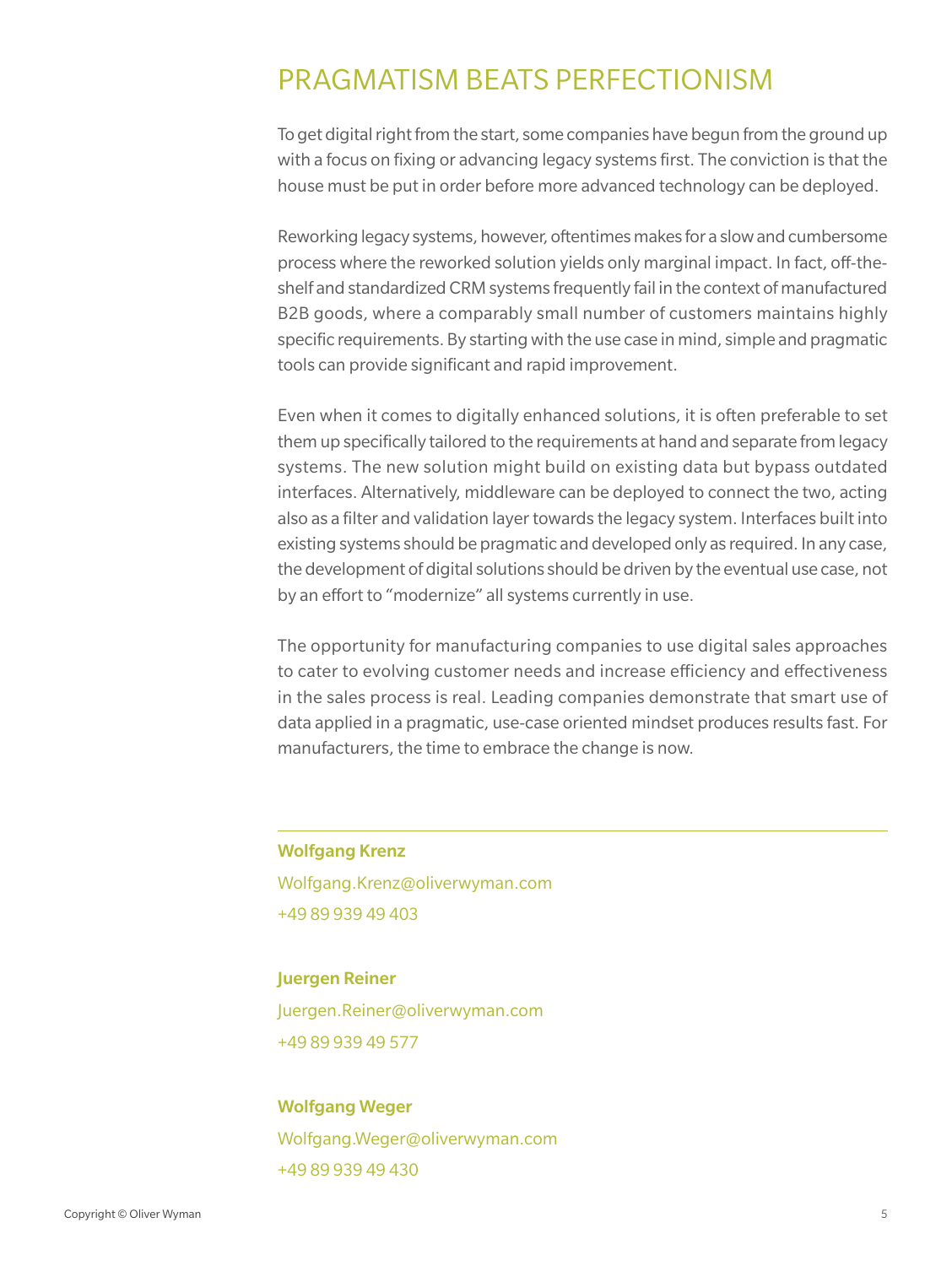## PRAGMATISM BEATS PERFECTIONISM

To get digital right from the start, some companies have begun from the ground up with a focus on fixing or advancing legacy systems first. The conviction is that the house must be put in order before more advanced technology can be deployed.

Reworking legacy systems, however, oftentimes makes for a slow and cumbersome process where the reworked solution yields only marginal impact. In fact, off-the-shelf and standardized CRM systems frequently fail in the context of manufactured B2B goods, where a comparably small number of customers maintains highly specific requirements. By starting with the use case in mind, simple and pragmatic tools can provide significant and rapid improvement.

Even when it comes to digitally enhanced solutions, it is often preferable to set them up specifically tailored to the requirements at hand and separate from legacy systems. The new solution might build on existing data but bypass outdated interfaces. Alternatively, middleware can be deployed to connect the two, acting also as a filter and validation layer towards the legacy system. Interfaces built into existing systems should be pragmatic and developed only as required. In any case, the development of digital solutions should be driven by the eventual use case, not by an effort to "modernize" all systems currently in use.

The opportunity for manufacturing companies to use digital sales approaches to cater to evolving customer needs and increase efficiency and effectiveness in the sales process is real. Leading companies demonstrate that smart use of data applied in a pragmatic, use-case oriented mindset produces results fast. For manufacturers, the time to embrace the change is now.

---

**Wolfgang Krenz**

Wolfgang.Krenz@oliverwyman.com

+49 89 939 49 403

**Juergen Reiner**

Juergen.Reiner@oliverwyman.com

+49 89 939 49 577

**Wolfgang Weger**

Wolfgang.Weger@oliverwyman.com

+49 89 939 49 430

Copyright © Oliver Wyman